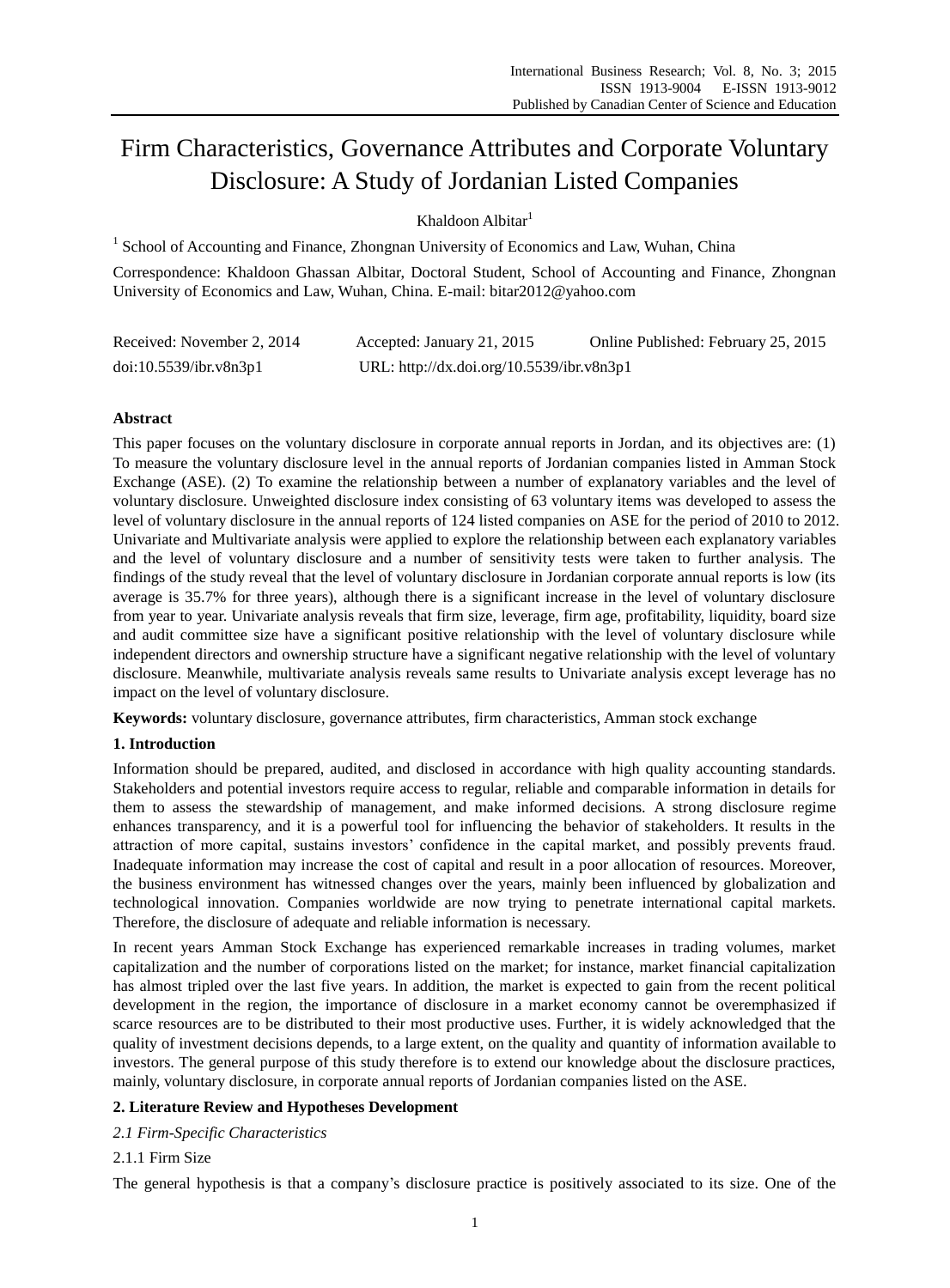# Firm Characteristics, Governance Attributes and Corporate Voluntary Disclosure: A Study of Jordanian Listed Companies

Khaldoon Albitar[1]

[1] School of Accounting and Finance, Zhongnan University of Economics and Law, Wuhan, China

Correspondence: Khaldoon Ghassan Albitar, Doctoral Student, School of Accounting and Finance, Zhongnan University of Economics and Law, Wuhan, China. E-mail: bitar2012@yahoo.com

Received: November 2, 2014 Accepted: January 21, 2015 Online Published: February 25, 2015

doi:10.5539/ibr.v8n3p1 URL: http://dx.doi.org/10.5539/ibr.v8n3p1

**Abstract**

This paper focuses on the voluntary disclosure in corporate annual reports in Jordan, and its objectives are: (1) To measure the voluntary disclosure level in the annual reports of Jordanian companies listed in Amman Stock Exchange (ASE). (2) To examine the relationship between a number of explanatory variables and the level of voluntary disclosure. Unweighted disclosure index consisting of 63 voluntary items was developed to assess the level of voluntary disclosure in the annual reports of 124 listed companies on ASE for the period of 2010 to 2012. Univariate and Multivariate analysis were applied to explore the relationship between each explanatory variables and the level of voluntary disclosure and a number of sensitivity tests were taken to further analysis. The findings of the study reveal that the level of voluntary disclosure in Jordanian corporate annual reports is low (its average is 35.7% for three years), although there is a significant increase in the level of voluntary disclosure from year to year. Univariate analysis reveals that firm size, leverage, firm age, profitability, liquidity, board size and audit committee size have a significant positive relationship with the level of voluntary disclosure while independent directors and ownership structure have a significant negative relationship with the level of voluntary disclosure. Meanwhile, multivariate analysis reveals same results to Univariate analysis except leverage has no impact on the level of voluntary disclosure.

**Keywords:** voluntary disclosure, governance attributes, firm characteristics, Amman stock exchange

## 1. Introduction

Information should be prepared, audited, and disclosed in accordance with high quality accounting standards. Stakeholders and potential investors require access to regular, reliable and comparable information in details for them to assess the stewardship of management, and make informed decisions. A strong disclosure regime enhances transparency, and it is a powerful tool for influencing the behavior of stakeholders. It results in the attraction of more capital, sustains investors' confidence in the capital market, and possibly prevents fraud. Inadequate information may increase the cost of capital and result in a poor allocation of resources. Moreover, the business environment has witnessed changes over the years, mainly been influenced by globalization and technological innovation. Companies worldwide are now trying to penetrate international capital markets. Therefore, the disclosure of adequate and reliable information is necessary.

In recent years Amman Stock Exchange has experienced remarkable increases in trading volumes, market capitalization and the number of corporations listed on the market; for instance, market financial capitalization has almost tripled over the last five years. In addition, the market is expected to gain from the recent political development in the region, the importance of disclosure in a market economy cannot be overemphasized if scarce resources are to be distributed to their most productive uses. Further, it is widely acknowledged that the quality of investment decisions depends, to a large extent, on the quality and quantity of information available to investors. The general purpose of this study therefore is to extend our knowledge about the disclosure practices, mainly, voluntary disclosure, in corporate annual reports of Jordanian companies listed on the ASE.

## 2. Literature Review and Hypotheses Development

### *2.1 Firm-Specific Characteristics*

#### 2.1.1 Firm Size

The general hypothesis is that a company's disclosure practice is positively associated to its size. One of the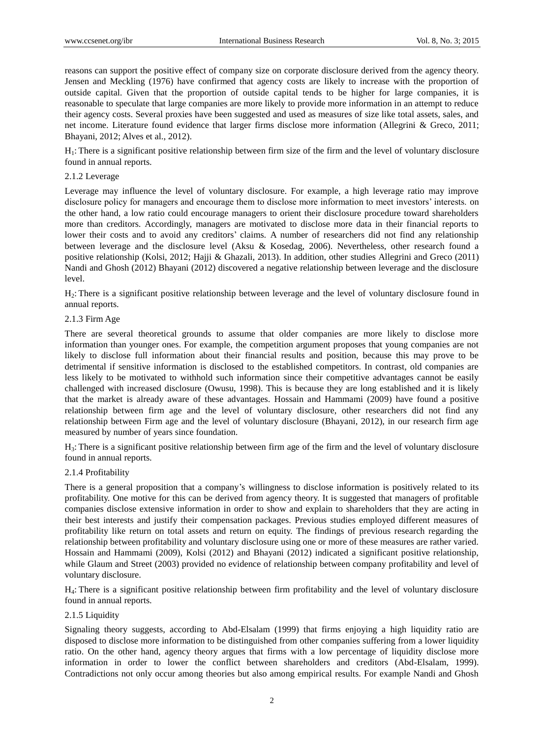reasons can support the positive effect of company size on corporate disclosure derived from the agency theory. Jensen and Meckling (1976) have confirmed that agency costs are likely to increase with the proportion of outside capital. Given that the proportion of outside capital tends to be higher for large companies, it is reasonable to speculate that large companies are more likely to provide more information in an attempt to reduce their agency costs. Several proxies have been suggested and used as measures of size like total assets, sales, and net income. Literature found evidence that larger firms disclose more information (Allegrini & Greco, 2011; Bhayani, 2012; Alves et al., 2012).

$H_1$: There is a significant positive relationship between firm size of the firm and the level of voluntary disclosure found in annual reports.

#### 2.1.2 Leverage

Leverage may influence the level of voluntary disclosure. For example, a high leverage ratio may improve disclosure policy for managers and encourage them to disclose more information to meet investors' interests. on the other hand, a low ratio could encourage managers to orient their disclosure procedure toward shareholders more than creditors. Accordingly, managers are motivated to disclose more data in their financial reports to lower their costs and to avoid any creditors' claims. A number of researchers did not find any relationship between leverage and the disclosure level (Aksu & Kosedag, 2006). Nevertheless, other research found a positive relationship (Kolsi, 2012; Hajji & Ghazali, 2013). In addition, other studies Allegrini and Greco (2011) Nandi and Ghosh (2012) Bhayani (2012) discovered a negative relationship between leverage and the disclosure level.

$H_2$: There is a significant positive relationship between leverage and the level of voluntary disclosure found in annual reports.

#### 2.1.3 Firm Age

There are several theoretical grounds to assume that older companies are more likely to disclose more information than younger ones. For example, the competition argument proposes that young companies are not likely to disclose full information about their financial results and position, because this may prove to be detrimental if sensitive information is disclosed to the established competitors. In contrast, old companies are less likely to be motivated to withhold such information since their competitive advantages cannot be easily challenged with increased disclosure (Owusu, 1998). This is because they are long established and it is likely that the market is already aware of these advantages. Hossain and Hammami (2009) have found a positive relationship between firm age and the level of voluntary disclosure, other researchers did not find any relationship between Firm age and the level of voluntary disclosure (Bhayani, 2012), in our research firm age measured by number of years since foundation.

$H_3$: There is a significant positive relationship between firm age of the firm and the level of voluntary disclosure found in annual reports.

#### 2.1.4 Profitability

There is a general proposition that a company's willingness to disclose information is positively related to its profitability. One motive for this can be derived from agency theory. It is suggested that managers of profitable companies disclose extensive information in order to show and explain to shareholders that they are acting in their best interests and justify their compensation packages. Previous studies employed different measures of profitability like return on total assets and return on equity. The findings of previous research regarding the relationship between profitability and voluntary disclosure using one or more of these measures are rather varied. Hossain and Hammami (2009), Kolsi (2012) and Bhayani (2012) indicated a significant positive relationship, while Glaum and Street (2003) provided no evidence of relationship between company profitability and level of voluntary disclosure.

$H_4$: There is a significant positive relationship between firm profitability and the level of voluntary disclosure found in annual reports.

#### 2.1.5 Liquidity

Signaling theory suggests, according to Abd-Elsalam (1999) that firms enjoying a high liquidity ratio are disposed to disclose more information to be distinguished from other companies suffering from a lower liquidity ratio. On the other hand, agency theory argues that firms with a low percentage of liquidity disclose more information in order to lower the conflict between shareholders and creditors (Abd-Elsalam, 1999). Contradictions not only occur among theories but also among empirical results. For example Nandi and Ghosh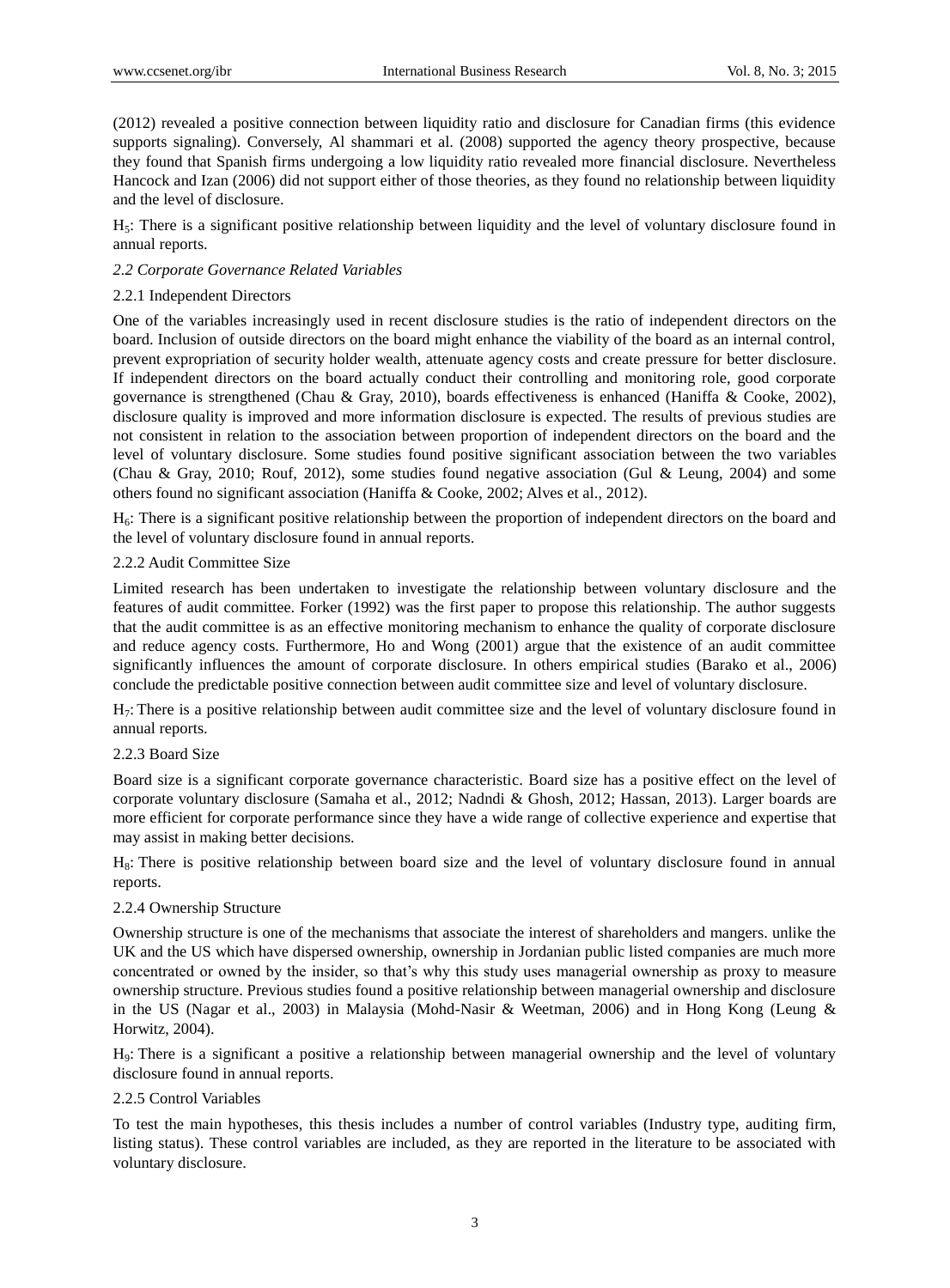(2012) revealed a positive connection between liquidity ratio and disclosure for Canadian firms (this evidence supports signaling). Conversely, Al shammari et al. (2008) supported the agency theory prospective, because they found that Spanish firms undergoing a low liquidity ratio revealed more financial disclosure. Nevertheless Hancock and Izan (2006) did not support either of those theories, as they found no relationship between liquidity and the level of disclosure.

$H_5$: There is a significant positive relationship between liquidity and the level of voluntary disclosure found in annual reports.

### *2.2 Corporate Governance Related Variables*

#### 2.2.1 Independent Directors

One of the variables increasingly used in recent disclosure studies is the ratio of independent directors on the board. Inclusion of outside directors on the board might enhance the viability of the board as an internal control, prevent expropriation of security holder wealth, attenuate agency costs and create pressure for better disclosure. If independent directors on the board actually conduct their controlling and monitoring role, good corporate governance is strengthened (Chau & Gray, 2010), boards effectiveness is enhanced (Haniffa & Cooke, 2002), disclosure quality is improved and more information disclosure is expected. The results of previous studies are not consistent in relation to the association between proportion of independent directors on the board and the level of voluntary disclosure. Some studies found positive significant association between the two variables (Chau & Gray, 2010; Rouf, 2012), some studies found negative association (Gul & Leung, 2004) and some others found no significant association (Haniffa & Cooke, 2002; Alves et al., 2012).

$H_6$: There is a significant positive relationship between the proportion of independent directors on the board and the level of voluntary disclosure found in annual reports.

#### 2.2.2 Audit Committee Size

Limited research has been undertaken to investigate the relationship between voluntary disclosure and the features of audit committee. Forker (1992) was the first paper to propose this relationship. The author suggests that the audit committee is as an effective monitoring mechanism to enhance the quality of corporate disclosure and reduce agency costs. Furthermore, Ho and Wong (2001) argue that the existence of an audit committee significantly influences the amount of corporate disclosure. In others empirical studies (Barako et al., 2006) conclude the predictable positive connection between audit committee size and level of voluntary disclosure.

$H_7$: There is a positive relationship between audit committee size and the level of voluntary disclosure found in annual reports.

#### 2.2.3 Board Size

Board size is a significant corporate governance characteristic. Board size has a positive effect on the level of corporate voluntary disclosure (Samaha et al., 2012; Nadndi & Ghosh, 2012; Hassan, 2013). Larger boards are more efficient for corporate performance since they have a wide range of collective experience and expertise that may assist in making better decisions.

$H_8$: There is positive relationship between board size and the level of voluntary disclosure found in annual reports.

#### 2.2.4 Ownership Structure

Ownership structure is one of the mechanisms that associate the interest of shareholders and mangers. unlike the UK and the US which have dispersed ownership, ownership in Jordanian public listed companies are much more concentrated or owned by the insider, so that's why this study uses managerial ownership as proxy to measure ownership structure. Previous studies found a positive relationship between managerial ownership and disclosure in the US (Nagar et al., 2003) in Malaysia (Mohd-Nasir & Weetman, 2006) and in Hong Kong (Leung & Horwitz, 2004).

$H_9$: There is a significant a positive a relationship between managerial ownership and the level of voluntary disclosure found in annual reports.

#### 2.2.5 Control Variables

To test the main hypotheses, this thesis includes a number of control variables (Industry type, auditing firm, listing status). These control variables are included, as they are reported in the literature to be associated with voluntary disclosure.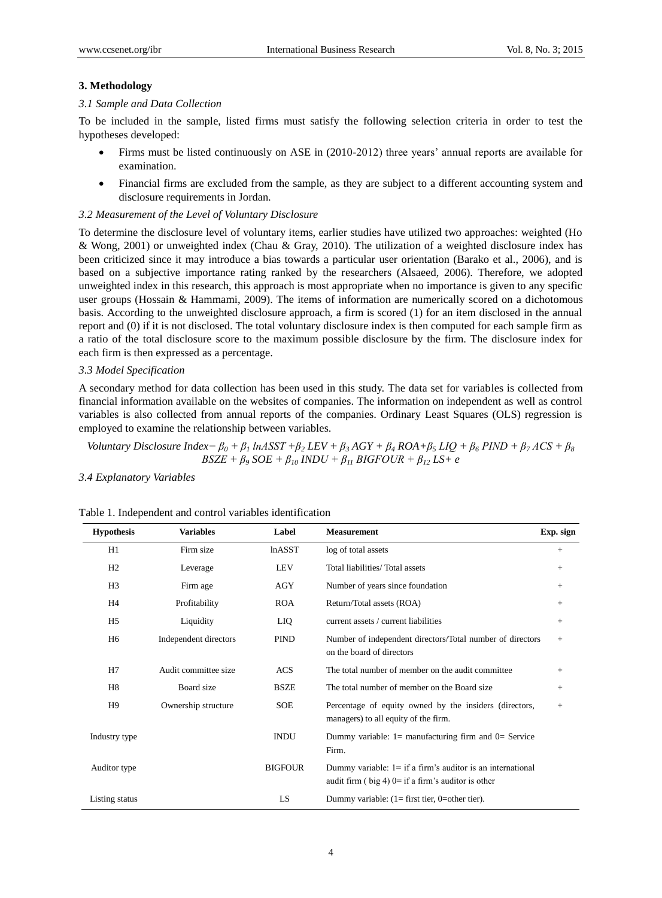### 3. Methodology

#### *3.1 Sample and Data Collection*

To be included in the sample, listed firms must satisfy the following selection criteria in order to test the hypotheses developed:

- Firms must be listed continuously on ASE in (2010-2012) three years' annual reports are available for examination.
- Financial firms are excluded from the sample, as they are subject to a different accounting system and disclosure requirements in Jordan.

#### *3.2 Measurement of the Level of Voluntary Disclosure*

To determine the disclosure level of voluntary items, earlier studies have utilized two approaches: weighted (Ho & Wong, 2001) or unweighted index (Chau & Gray, 2010). The utilization of a weighted disclosure index has been criticized since it may introduce a bias towards a particular user orientation (Barako et al., 2006), and is based on a subjective importance rating ranked by the researchers (Alsaeed, 2006). Therefore, we adopted unweighted index in this research, this approach is most appropriate when no importance is given to any specific user groups (Hossain & Hammami, 2009). The items of information are numerically scored on a dichotomous basis. According to the unweighted disclosure approach, a firm is scored (1) for an item disclosed in the annual report and (0) if it is not disclosed. The total voluntary disclosure index is then computed for each sample firm as a ratio of the total disclosure score to the maximum possible disclosure by the firm. The disclosure index for each firm is then expressed as a percentage.

#### *3.3 Model Specification*

A secondary method for data collection has been used in this study. The data set for variables is collected from financial information available on the websites of companies. The information on independent as well as control variables is also collected from annual reports of the companies. Ordinary Least Squares (OLS) regression is employed to examine the relationship between variables.

$$\textit{Voluntary Disclosure Index} = \beta_0 + \beta_1\, lnASST + \beta_2\, LEV + \beta_3\, AGY + \beta_4\, ROA + \beta_5\, LIQ + \beta_6\, PIND + \beta_7\, ACS + \beta_8\, BSZE + \beta_9\, SOE + \beta_{10}\, INDU + \beta_{11}\, BIGFOUR + \beta_{12}\, LS + e$$

#### *3.4 Explanatory Variables*

Table 1. Independent and control variables identification

| Hypothesis | Variables | Label | Measurement | Exp. sign |
|---|---|---|---|---|
| H1 | Firm size | lnASST | log of total assets | + |
| H2 | Leverage | LEV | Total liabilities/ Total assets | + |
| H3 | Firm age | AGY | Number of years since foundation | + |
| H4 | Profitability | ROA | Return/Total assets (ROA) | + |
| H5 | Liquidity | LIQ | current assets / current liabilities | + |
| H6 | Independent directors | PIND | Number of independent directors/Total number of directors on the board of directors | + |
| H7 | Audit committee size | ACS | The total number of member on the audit committee | + |
| H8 | Board size | BSZE | The total number of member on the Board size | + |
| H9 | Ownership structure | SOE | Percentage of equity owned by the insiders (directors, managers) to all equity of the firm. | + |
| Industry type | | INDU | Dummy variable: 1= manufacturing firm and 0= Service Firm. | |
| Auditor type | | BIGFOUR | Dummy variable: 1= if a firm's auditor is an international audit firm ( big 4) 0= if a firm's auditor is other | |
| Listing status | | LS | Dummy variable: (1= first tier, 0=other tier). | |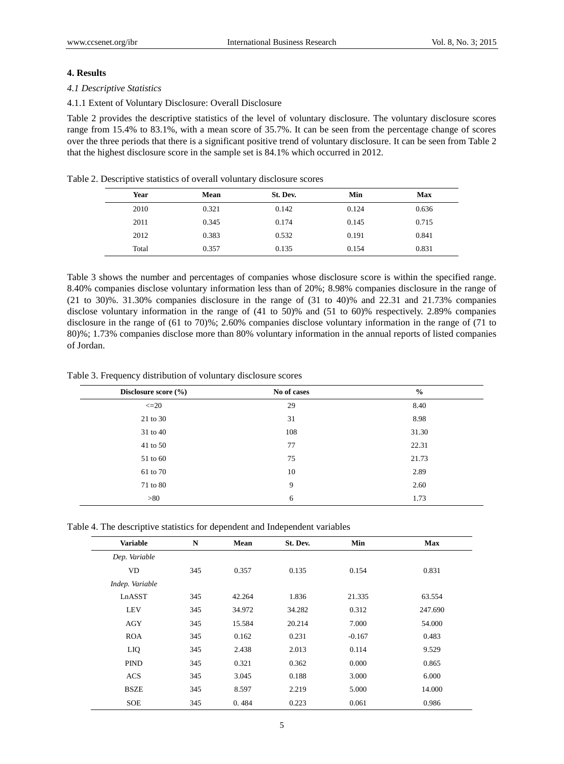## 4. Results

### *4.1 Descriptive Statistics*

4.1.1 Extent of Voluntary Disclosure: Overall Disclosure

Table 2 provides the descriptive statistics of the level of voluntary disclosure. The voluntary disclosure scores range from 15.4% to 83.1%, with a mean score of 35.7%. It can be seen from the percentage change of scores over the three periods that there is a significant positive trend of voluntary disclosure. It can be seen from Table 2 that the highest disclosure score in the sample set is 84.1% which occurred in 2012.

Table 2. Descriptive statistics of overall voluntary disclosure scores

| Year | Mean | St. Dev. | Min | Max |
|---|---|---|---|---|
| 2010 | 0.321 | 0.142 | 0.124 | 0.636 |
| 2011 | 0.345 | 0.174 | 0.145 | 0.715 |
| 2012 | 0.383 | 0.532 | 0.191 | 0.841 |
| Total | 0.357 | 0.135 | 0.154 | 0.831 |

Table 3 shows the number and percentages of companies whose disclosure score is within the specified range. 8.40% companies disclose voluntary information less than of 20%; 8.98% companies disclosure in the range of (21 to 30)%. 31.30% companies disclosure in the range of (31 to 40)% and 22.31 and 21.73% companies disclose voluntary information in the range of (41 to 50)% and (51 to 60)% respectively. 2.89% companies disclosure in the range of (61 to 70)%; 2.60% companies disclose voluntary information in the range of (71 to 80)%; 1.73% companies disclose more than 80% voluntary information in the annual reports of listed companies of Jordan.

Table 3. Frequency distribution of voluntary disclosure scores

| Disclosure score (%) | No of cases | % |
|---|---|---|
| <=20 | 29 | 8.40 |
| 21 to 30 | 31 | 8.98 |
| 31 to 40 | 108 | 31.30 |
| 41 to 50 | 77 | 22.31 |
| 51 to 60 | 75 | 21.73 |
| 61 to 70 | 10 | 2.89 |
| 71 to 80 | 9 | 2.60 |
| >80 | 6 | 1.73 |

Table 4. The descriptive statistics for dependent and Independent variables

| Variable | N | Mean | St. Dev. | Min | Max |
|---|---|---|---|---|---|
| *Dep. Variable* | | | | | |
| VD | 345 | 0.357 | 0.135 | 0.154 | 0.831 |
| *Indep. Variable* | | | | | |
| LnASST | 345 | 42.264 | 1.836 | 21.335 | 63.554 |
| LEV | 345 | 34.972 | 34.282 | 0.312 | 247.690 |
| AGY | 345 | 15.584 | 20.214 | 7.000 | 54.000 |
| ROA | 345 | 0.162 | 0.231 | -0.167 | 0.483 |
| LIQ | 345 | 2.438 | 2.013 | 0.114 | 9.529 |
| PIND | 345 | 0.321 | 0.362 | 0.000 | 0.865 |
| ACS | 345 | 3.045 | 0.188 | 3.000 | 6.000 |
| BSZE | 345 | 8.597 | 2.219 | 5.000 | 14.000 |
| SOE | 345 | 0. 484 | 0.223 | 0.061 | 0.986 |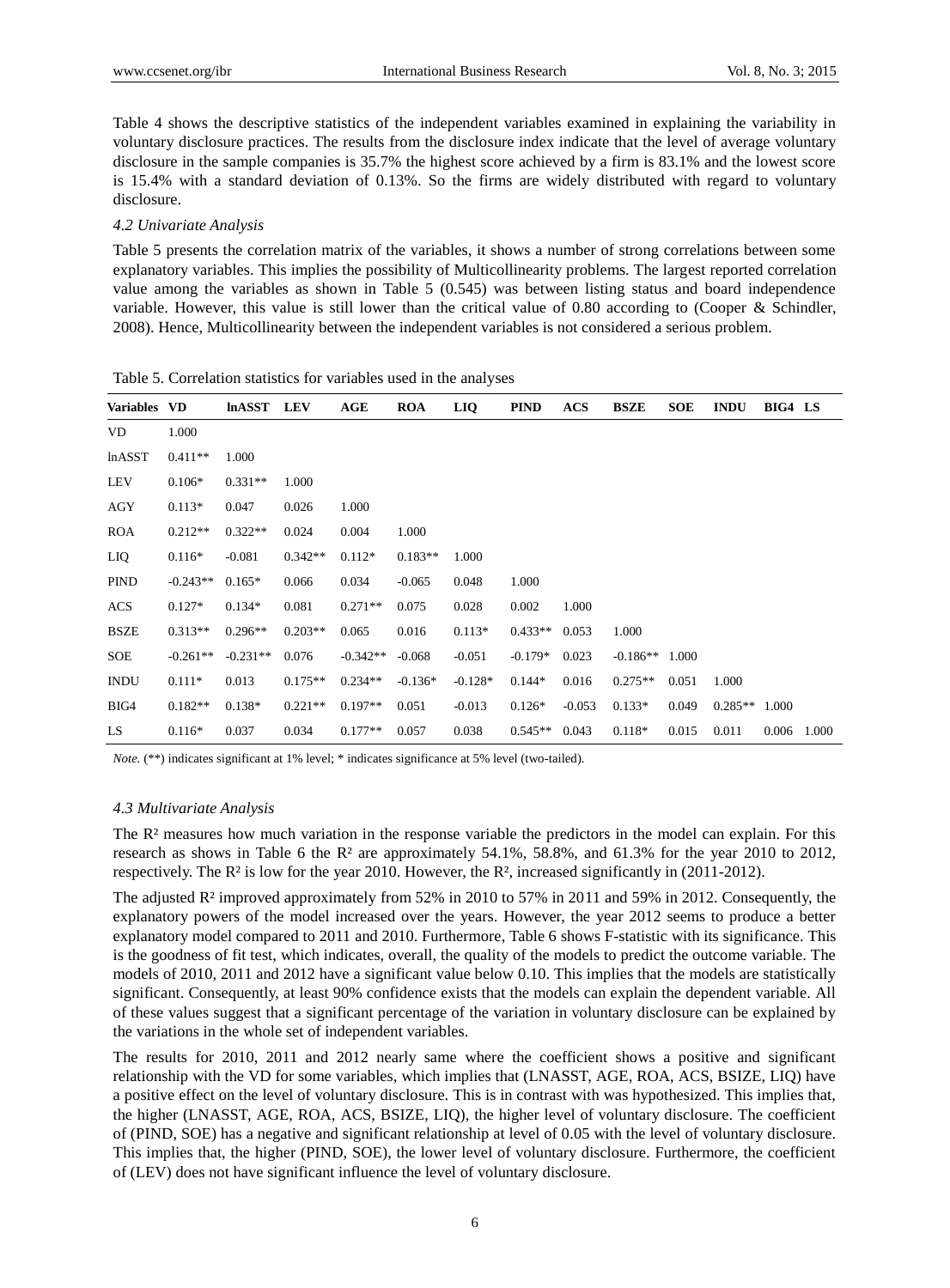Table 4 shows the descriptive statistics of the independent variables examined in explaining the variability in voluntary disclosure practices. The results from the disclosure index indicate that the level of average voluntary disclosure in the sample companies is 35.7% the highest score achieved by a firm is 83.1% and the lowest score is 15.4% with a standard deviation of 0.13%. So the firms are widely distributed with regard to voluntary disclosure.

### *4.2 Univariate Analysis*

Table 5 presents the correlation matrix of the variables, it shows a number of strong correlations between some explanatory variables. This implies the possibility of Multicollinearity problems. The largest reported correlation value among the variables as shown in Table 5 (0.545) was between listing status and board independence variable. However, this value is still lower than the critical value of 0.80 according to (Cooper & Schindler, 2008). Hence, Multicollinearity between the independent variables is not considered a serious problem.

Table 5. Correlation statistics for variables used in the analyses

| Variables | VD | lnASST | LEV | AGE | ROA | LIQ | PIND | ACS | BSZE | SOE | INDU | BIG4 | LS |
|---|---|---|---|---|---|---|---|---|---|---|---|---|---|
| VD | 1.000 | | | | | | | | | | | | |
| lnASST | 0.411** | 1.000 | | | | | | | | | | | |
| LEV | 0.106* | 0.331** | 1.000 | | | | | | | | | | |
| AGY | 0.113* | 0.047 | 0.026 | 1.000 | | | | | | | | | |
| ROA | 0.212** | 0.322** | 0.024 | 0.004 | 1.000 | | | | | | | | |
| LIQ | 0.116* | -0.081 | 0.342** | 0.112* | 0.183** | 1.000 | | | | | | | |
| PIND | -0.243** | 0.165* | 0.066 | 0.034 | -0.065 | 0.048 | 1.000 | | | | | | |
| ACS | 0.127* | 0.134* | 0.081 | 0.271** | 0.075 | 0.028 | 0.002 | 1.000 | | | | | |
| BSZE | 0.313** | 0.296** | 0.203** | 0.065 | 0.016 | 0.113* | 0.433** | 0.053 | 1.000 | | | | |
| SOE | -0.261** | -0.231** | 0.076 | -0.342** | -0.068 | -0.051 | -0.179* | 0.023 | -0.186** | 1.000 | | | |
| INDU | 0.111* | 0.013 | 0.175** | 0.234** | -0.136* | -0.128* | 0.144* | 0.016 | 0.275** | 0.051 | 1.000 | | |
| BIG4 | 0.182** | 0.138* | 0.221** | 0.197** | 0.051 | -0.013 | 0.126* | -0.053 | 0.133* | 0.049 | 0.285** | 1.000 | |
| LS | 0.116* | 0.037 | 0.034 | 0.177** | 0.057 | 0.038 | 0.545** | 0.043 | 0.118* | 0.015 | 0.011 | 0.006 | 1.000 |

*Note.* (**) indicates significant at 1% level; * indicates significance at 5% level (two-tailed).

### *4.3 Multivariate Analysis*

The $R^2$ measures how much variation in the response variable the predictors in the model can explain. For this research as shows in Table 6 the $R^2$ are approximately 54.1%, 58.8%, and 61.3% for the year 2010 to 2012, respectively. The $R^2$ is low for the year 2010. However, the $R^2$, increased significantly in (2011-2012).

The adjusted $R^2$ improved approximately from 52% in 2010 to 57% in 2011 and 59% in 2012. Consequently, the explanatory powers of the model increased over the years. However, the year 2012 seems to produce a better explanatory model compared to 2011 and 2010. Furthermore, Table 6 shows F-statistic with its significance. This is the goodness of fit test, which indicates, overall, the quality of the models to predict the outcome variable. The models of 2010, 2011 and 2012 have a significant value below 0.10. This implies that the models are statistically significant. Consequently, at least 90% confidence exists that the models can explain the dependent variable. All of these values suggest that a significant percentage of the variation in voluntary disclosure can be explained by the variations in the whole set of independent variables.

The results for 2010, 2011 and 2012 nearly same where the coefficient shows a positive and significant relationship with the VD for some variables, which implies that (LNASST, AGE, ROA, ACS, BSIZE, LIQ) have a positive effect on the level of voluntary disclosure. This is in contrast with was hypothesized. This implies that, the higher (LNASST, AGE, ROA, ACS, BSIZE, LIQ), the higher level of voluntary disclosure. The coefficient of (PIND, SOE) has a negative and significant relationship at level of 0.05 with the level of voluntary disclosure. This implies that, the higher (PIND, SOE), the lower level of voluntary disclosure. Furthermore, the coefficient of (LEV) does not have significant influence the level of voluntary disclosure.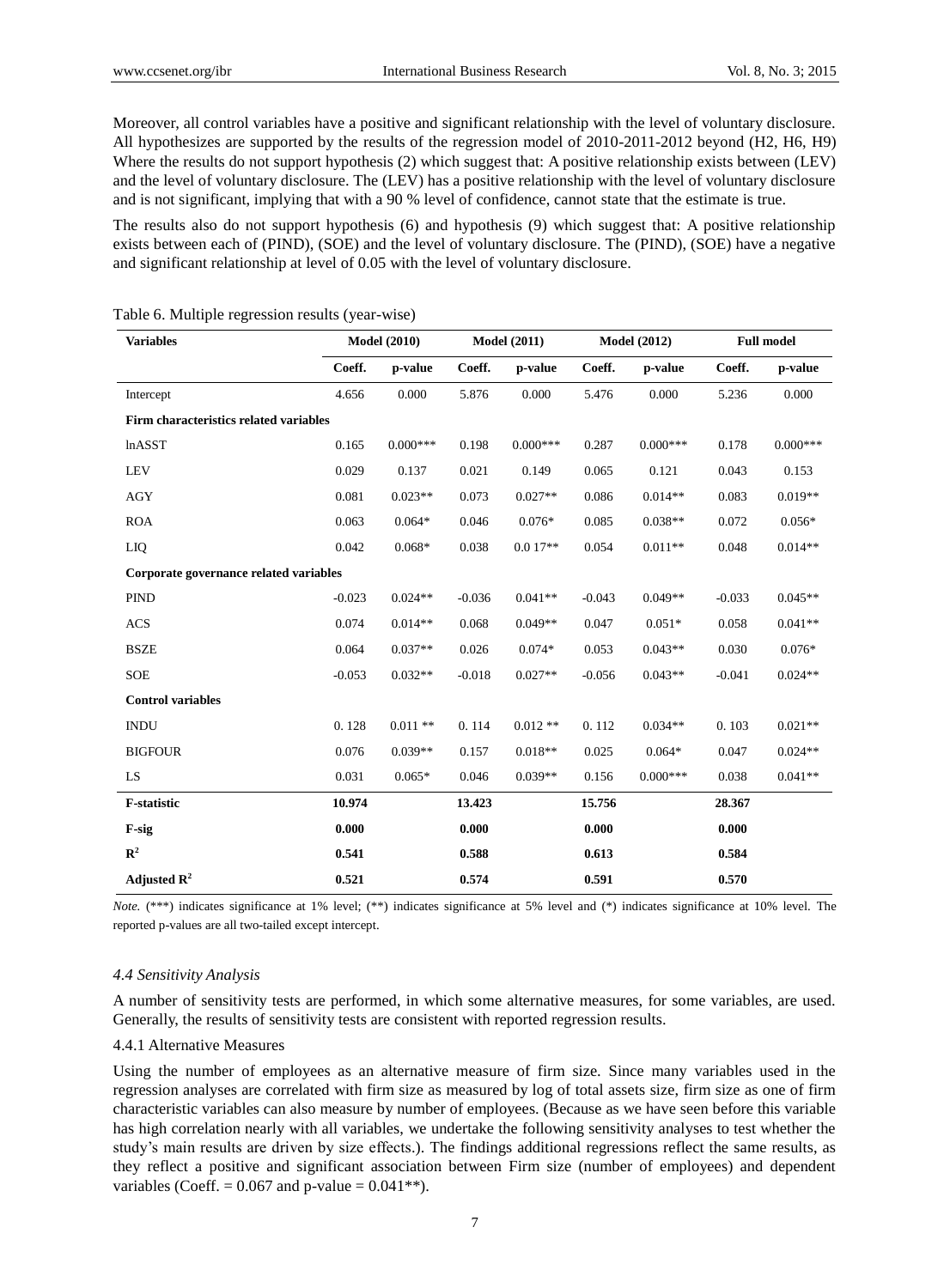Moreover, all control variables have a positive and significant relationship with the level of voluntary disclosure. All hypothesizes are supported by the results of the regression model of 2010-2011-2012 beyond (H2, H6, H9) Where the results do not support hypothesis (2) which suggest that: A positive relationship exists between (LEV) and the level of voluntary disclosure. The (LEV) has a positive relationship with the level of voluntary disclosure and is not significant, implying that with a 90 % level of confidence, cannot state that the estimate is true.

The results also do not support hypothesis (6) and hypothesis (9) which suggest that: A positive relationship exists between each of (PIND), (SOE) and the level of voluntary disclosure. The (PIND), (SOE) have a negative and significant relationship at level of 0.05 with the level of voluntary disclosure.

Table 6. Multiple regression results (year-wise)

| **Variables** | **Model (2010)** | | **Model (2011)** | | **Model (2012)** | | **Full model** | |
|---|---|---|---|---|---|---|---|---|
| | **Coeff.** | **p-value** | **Coeff.** | **p-value** | **Coeff.** | **p-value** | **Coeff.** | **p-value** |
| Intercept | 4.656 | 0.000 | 5.876 | 0.000 | 5.476 | 0.000 | 5.236 | 0.000 |
| **Firm characteristics related variables** | | | | | | | | |
| lnASST | 0.165 | 0.000*** | 0.198 | 0.000*** | 0.287 | 0.000*** | 0.178 | 0.000*** |
| LEV | 0.029 | 0.137 | 0.021 | 0.149 | 0.065 | 0.121 | 0.043 | 0.153 |
| AGY | 0.081 | 0.023** | 0.073 | 0.027** | 0.086 | 0.014** | 0.083 | 0.019** |
| ROA | 0.063 | 0.064* | 0.046 | 0.076* | 0.085 | 0.038** | 0.072 | 0.056* |
| LIQ | 0.042 | 0.068* | 0.038 | 0.0 17** | 0.054 | 0.011** | 0.048 | 0.014** |
| **Corporate governance related variables** | | | | | | | | |
| PIND | -0.023 | 0.024** | -0.036 | 0.041** | -0.043 | 0.049** | -0.033 | 0.045** |
| ACS | 0.074 | 0.014** | 0.068 | 0.049** | 0.047 | 0.051* | 0.058 | 0.041** |
| BSZE | 0.064 | 0.037** | 0.026 | 0.074* | 0.053 | 0.043** | 0.030 | 0.076* |
| SOE | -0.053 | 0.032** | -0.018 | 0.027** | -0.056 | 0.043** | -0.041 | 0.024** |
| **Control variables** | | | | | | | | |
| INDU | 0. 128 | 0.011 ** | 0. 114 | 0.012 ** | 0. 112 | 0.034** | 0. 103 | 0.021** |
| BIGFOUR | 0.076 | 0.039** | 0.157 | 0.018** | 0.025 | 0.064* | 0.047 | 0.024** |
| LS | 0.031 | 0.065* | 0.046 | 0.039** | 0.156 | 0.000*** | 0.038 | 0.041** |
| **F-statistic** | **10.974** | | **13.423** | | **15.756** | | **28.367** | |
| **F-sig** | **0.000** | | **0.000** | | **0.000** | | **0.000** | |
| $\mathbf{R^2}$ | **0.541** | | **0.588** | | **0.613** | | **0.584** | |
| **Adjusted $\mathbf{R^2}$** | **0.521** | | **0.574** | | **0.591** | | **0.570** | |

*Note.* (***) indicates significance at 1% level; (**) indicates significance at 5% level and (*) indicates significance at 10% level. The reported p-values are all two-tailed except intercept.

### *4.4 Sensitivity Analysis*

A number of sensitivity tests are performed, in which some alternative measures, for some variables, are used. Generally, the results of sensitivity tests are consistent with reported regression results.

#### 4.4.1 Alternative Measures

Using the number of employees as an alternative measure of firm size. Since many variables used in the regression analyses are correlated with firm size as measured by log of total assets size, firm size as one of firm characteristic variables can also measure by number of employees. (Because as we have seen before this variable has high correlation nearly with all variables, we undertake the following sensitivity analyses to test whether the study's main results are driven by size effects.). The findings additional regressions reflect the same results, as they reflect a positive and significant association between Firm size (number of employees) and dependent variables (Coeff. = 0.067 and p-value = 0.041**).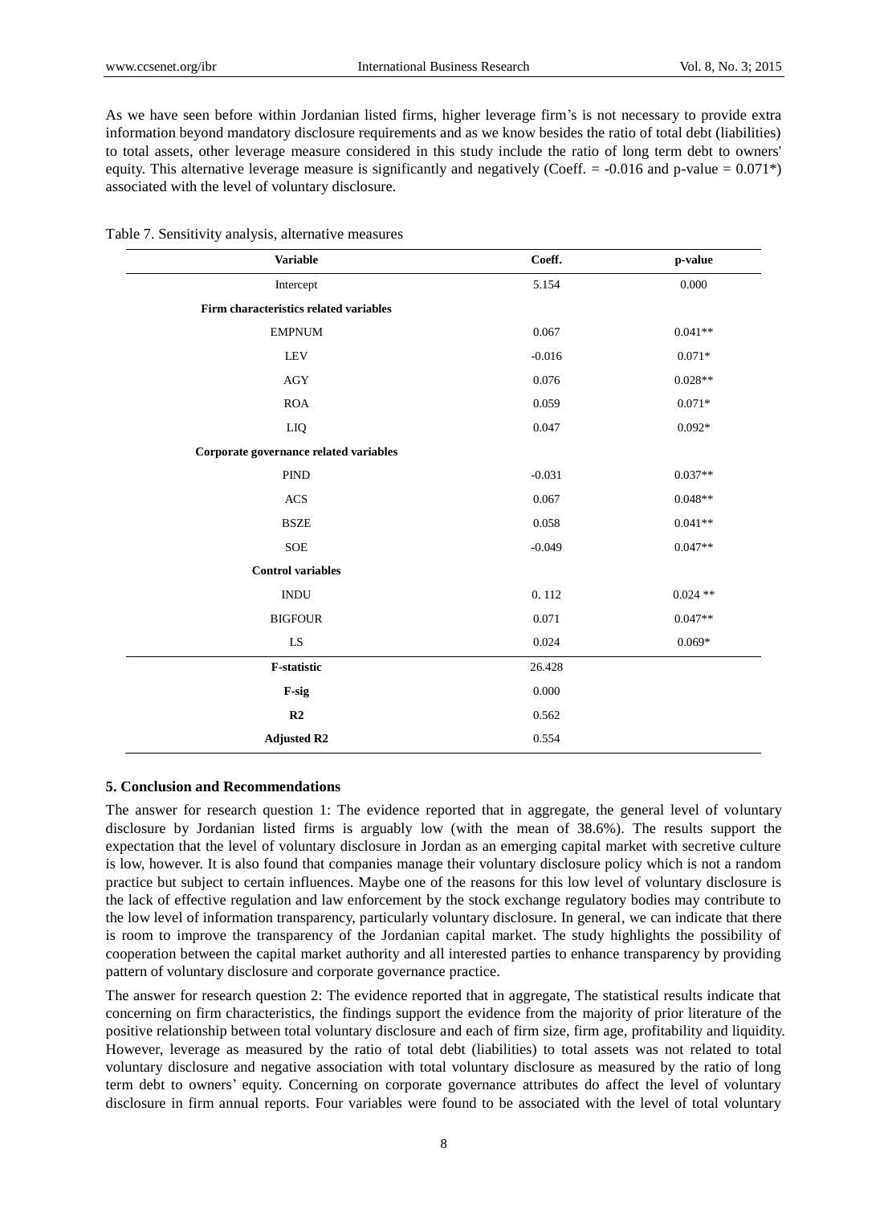As we have seen before within Jordanian listed firms, higher leverage firm's is not necessary to provide extra information beyond mandatory disclosure requirements and as we know besides the ratio of total debt (liabilities) to total assets, other leverage measure considered in this study include the ratio of long term debt to owners' equity. This alternative leverage measure is significantly and negatively (Coeff. = -0.016 and p-value = 0.071*) associated with the level of voluntary disclosure.

Table 7. Sensitivity analysis, alternative measures

| Variable | Coeff. | p-value |
|---|---|---|
| Intercept | 5.154 | 0.000 |
| **Firm characteristics related variables** | | |
| EMPNUM | 0.067 | 0.041** |
| LEV | -0.016 | 0.071* |
| AGY | 0.076 | 0.028** |
| ROA | 0.059 | 0.071* |
| LIQ | 0.047 | 0.092* |
| **Corporate governance related variables** | | |
| PIND | -0.031 | 0.037** |
| ACS | 0.067 | 0.048** |
| BSZE | 0.058 | 0.041** |
| SOE | -0.049 | 0.047** |
| **Control variables** | | |
| INDU | 0. 112 | 0.024 ** |
| BIGFOUR | 0.071 | 0.047** |
| LS | 0.024 | 0.069* |
| **F-statistic** | 26.428 | |
| **F-sig** | 0.000 | |
| **R2** | 0.562 | |
| **Adjusted R2** | 0.554 | |

### 5. Conclusion and Recommendations

The answer for research question 1: The evidence reported that in aggregate, the general level of voluntary disclosure by Jordanian listed firms is arguably low (with the mean of 38.6%). The results support the expectation that the level of voluntary disclosure in Jordan as an emerging capital market with secretive culture is low, however. It is also found that companies manage their voluntary disclosure policy which is not a random practice but subject to certain influences. Maybe one of the reasons for this low level of voluntary disclosure is the lack of effective regulation and law enforcement by the stock exchange regulatory bodies may contribute to the low level of information transparency, particularly voluntary disclosure. In general, we can indicate that there is room to improve the transparency of the Jordanian capital market. The study highlights the possibility of cooperation between the capital market authority and all interested parties to enhance transparency by providing pattern of voluntary disclosure and corporate governance practice.

The answer for research question 2: The evidence reported that in aggregate, The statistical results indicate that concerning on firm characteristics, the findings support the evidence from the majority of prior literature of the positive relationship between total voluntary disclosure and each of firm size, firm age, profitability and liquidity. However, leverage as measured by the ratio of total debt (liabilities) to total assets was not related to total voluntary disclosure and negative association with total voluntary disclosure as measured by the ratio of long term debt to owners' equity. Concerning on corporate governance attributes do affect the level of voluntary disclosure in firm annual reports. Four variables were found to be associated with the level of total voluntary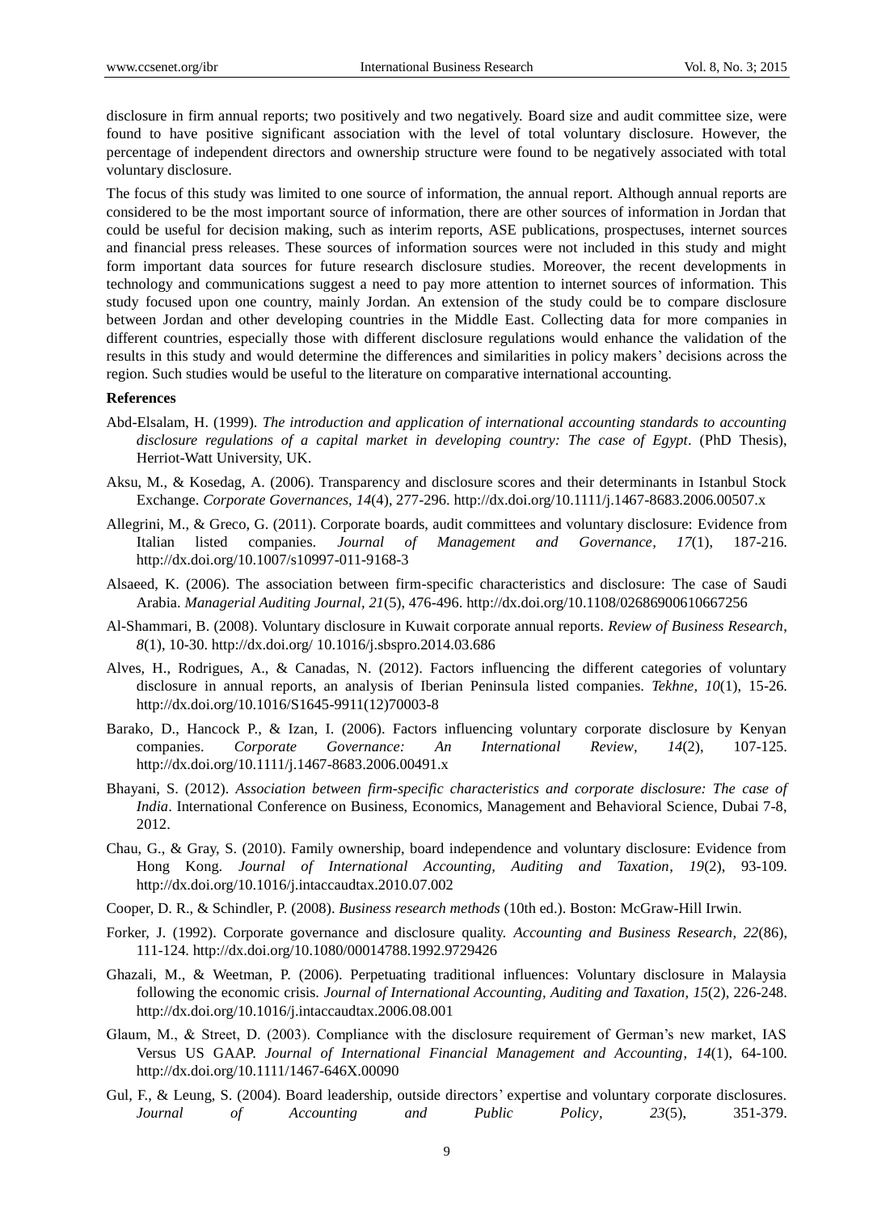disclosure in firm annual reports; two positively and two negatively. Board size and audit committee size, were found to have positive significant association with the level of total voluntary disclosure. However, the percentage of independent directors and ownership structure were found to be negatively associated with total voluntary disclosure.

The focus of this study was limited to one source of information, the annual report. Although annual reports are considered to be the most important source of information, there are other sources of information in Jordan that could be useful for decision making, such as interim reports, ASE publications, prospectuses, internet sources and financial press releases. These sources of information sources were not included in this study and might form important data sources for future research disclosure studies. Moreover, the recent developments in technology and communications suggest a need to pay more attention to internet sources of information. This study focused upon one country, mainly Jordan. An extension of the study could be to compare disclosure between Jordan and other developing countries in the Middle East. Collecting data for more companies in different countries, especially those with different disclosure regulations would enhance the validation of the results in this study and would determine the differences and similarities in policy makers' decisions across the region. Such studies would be useful to the literature on comparative international accounting.

**References**

Abd-Elsalam, H. (1999). *The introduction and application of international accounting standards to accounting disclosure regulations of a capital market in developing country: The case of Egypt*. (PhD Thesis), Herriot-Watt University, UK.

Aksu, M., & Kosedag, A. (2006). Transparency and disclosure scores and their determinants in Istanbul Stock Exchange. *Corporate Governances, 14*(4), 277-296. http://dx.doi.org/10.1111/j.1467-8683.2006.00507.x

Allegrini, M., & Greco, G. (2011). Corporate boards, audit committees and voluntary disclosure: Evidence from Italian listed companies. *Journal of Management and Governance, 17*(1), 187-216. http://dx.doi.org/10.1007/s10997-011-9168-3

Alsaeed, K. (2006). The association between firm-specific characteristics and disclosure: The case of Saudi Arabia. *Managerial Auditing Journal, 21*(5), 476-496. http://dx.doi.org/10.1108/02686900610667256

Al-Shammari, B. (2008). Voluntary disclosure in Kuwait corporate annual reports. *Review of Business Research*, *8*(1), 10-30. http://dx.doi.org/ 10.1016/j.sbspro.2014.03.686

Alves, H., Rodrigues, A., & Canadas, N. (2012). Factors influencing the different categories of voluntary disclosure in annual reports, an analysis of Iberian Peninsula listed companies. *Tekhne, 10*(1), 15-26. http://dx.doi.org/10.1016/S1645-9911(12)70003-8

Barako, D., Hancock P., & Izan, I. (2006). Factors influencing voluntary corporate disclosure by Kenyan companies. *Corporate Governance: An International Review*, *14*(2), 107-125. http://dx.doi.org/10.1111/j.1467-8683.2006.00491.x

Bhayani, S. (2012). *Association between firm-specific characteristics and corporate disclosure: The case of India*. International Conference on Business, Economics, Management and Behavioral Science, Dubai 7-8, 2012.

Chau, G., & Gray, S. (2010). Family ownership, board independence and voluntary disclosure: Evidence from Hong Kong. *Journal of International Accounting, Auditing and Taxation*, *19*(2), 93-109. http://dx.doi.org/10.1016/j.intaccaudtax.2010.07.002

Cooper, D. R., & Schindler, P. (2008). *Business research methods* (10th ed.). Boston: McGraw-Hill Irwin.

Forker, J. (1992). Corporate governance and disclosure quality. *Accounting and Business Research, 22*(86), 111-124. http://dx.doi.org/10.1080/00014788.1992.9729426

Ghazali, M., & Weetman, P. (2006). Perpetuating traditional influences: Voluntary disclosure in Malaysia following the economic crisis. *Journal of International Accounting, Auditing and Taxation, 15*(2), 226-248. http://dx.doi.org/10.1016/j.intaccaudtax.2006.08.001

Glaum, M., & Street, D. (2003). Compliance with the disclosure requirement of German's new market, IAS Versus US GAAP. *Journal of International Financial Management and Accounting, 14*(1), 64-100. http://dx.doi.org/10.1111/1467-646X.00090

Gul, F., & Leung, S. (2004). Board leadership, outside directors' expertise and voluntary corporate disclosures. *Journal of Accounting and Public Policy*, *23*(5), 351-379.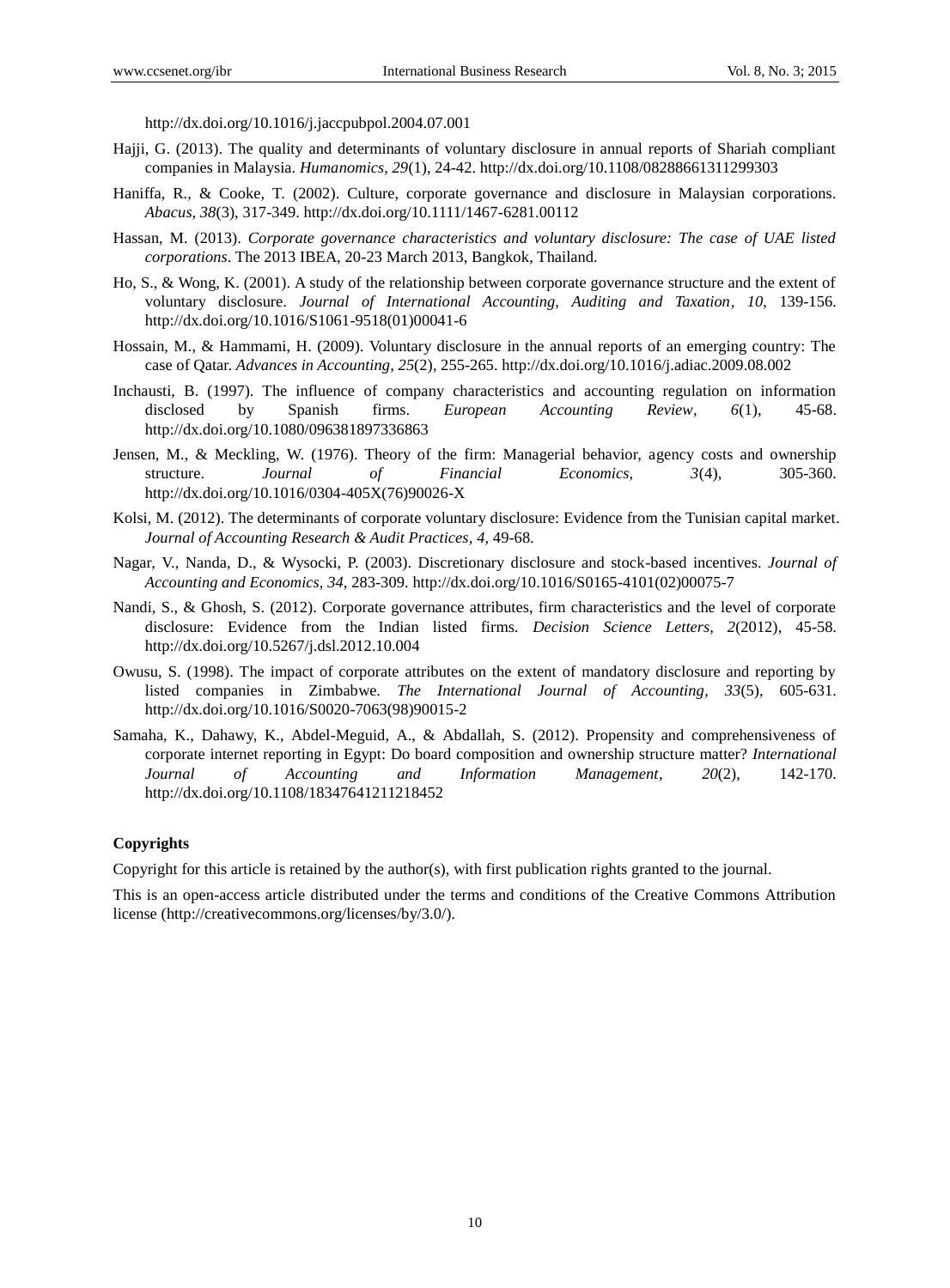http://dx.doi.org/10.1016/j.jaccpubpol.2004.07.001

Hajji, G. (2013). The quality and determinants of voluntary disclosure in annual reports of Shariah compliant companies in Malaysia. *Humanomics, 29*(1), 24-42. http://dx.doi.org/10.1108/08288661311299303

Haniffa, R., & Cooke, T. (2002). Culture, corporate governance and disclosure in Malaysian corporations. *Abacus, 38*(3), 317-349. http://dx.doi.org/10.1111/1467-6281.00112

Hassan, M. (2013). *Corporate governance characteristics and voluntary disclosure: The case of UAE listed corporations*. The 2013 IBEA, 20-23 March 2013, Bangkok, Thailand.

Ho, S., & Wong, K. (2001). A study of the relationship between corporate governance structure and the extent of voluntary disclosure. *Journal of International Accounting, Auditing and Taxation, 10*, 139-156. http://dx.doi.org/10.1016/S1061-9518(01)00041-6

Hossain, M., & Hammami, H. (2009). Voluntary disclosure in the annual reports of an emerging country: The case of Qatar. *Advances in Accounting, 25*(2), 255-265. http://dx.doi.org/10.1016/j.adiac.2009.08.002

Inchausti, B. (1997). The influence of company characteristics and accounting regulation on information disclosed by Spanish firms. *European Accounting Review, 6*(1), 45-68. http://dx.doi.org/10.1080/096381897336863

Jensen, M., & Meckling, W. (1976). Theory of the firm: Managerial behavior, agency costs and ownership structure. *Journal of Financial Economics, 3*(4), 305-360. http://dx.doi.org/10.1016/0304-405X(76)90026-X

Kolsi, M. (2012). The determinants of corporate voluntary disclosure: Evidence from the Tunisian capital market. *Journal of Accounting Research & Audit Practices, 4*, 49-68.

Nagar, V., Nanda, D., & Wysocki, P. (2003). Discretionary disclosure and stock-based incentives. *Journal of Accounting and Economics, 34*, 283-309. http://dx.doi.org/10.1016/S0165-4101(02)00075-7

Nandi, S., & Ghosh, S. (2012). Corporate governance attributes, firm characteristics and the level of corporate disclosure: Evidence from the Indian listed firms. *Decision Science Letters, 2*(2012), 45-58. http://dx.doi.org/10.5267/j.dsl.2012.10.004

Owusu, S. (1998). The impact of corporate attributes on the extent of mandatory disclosure and reporting by listed companies in Zimbabwe. *The International Journal of Accounting, 33*(5), 605-631. http://dx.doi.org/10.1016/S0020-7063(98)90015-2

Samaha, K., Dahawy, K., Abdel-Meguid, A., & Abdallah, S. (2012). Propensity and comprehensiveness of corporate internet reporting in Egypt: Do board composition and ownership structure matter? *International Journal of Accounting and Information Management, 20*(2), 142-170. http://dx.doi.org/10.1108/18347641211218452

**Copyrights**

Copyright for this article is retained by the author(s), with first publication rights granted to the journal.

This is an open-access article distributed under the terms and conditions of the Creative Commons Attribution license (http://creativecommons.org/licenses/by/3.0/).